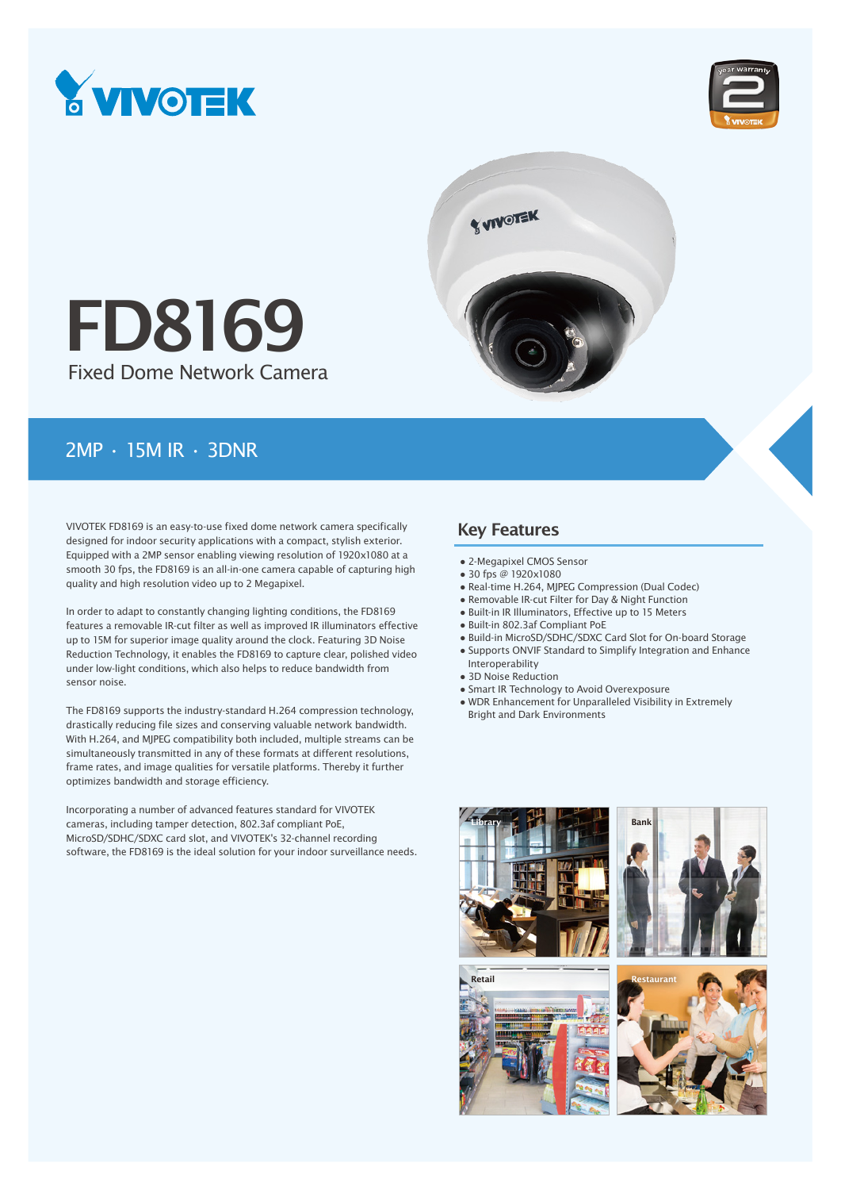# FD8169

Fixed Dome Network Camera

## 2MP · 15M IR · 3DNR

VIVOTEK FD8169 is an easy-to-use fixed dome network camera specifically designed for indoor security applications with a compact, stylish exterior. Equipped with a 2MP sensor enabling viewing resolution of 1920x1080 at a smooth 30 fps, the FD8169 is an all-in-one camera capable of capturing high quality and high resolution video up to 2 Megapixel.

In order to adapt to constantly changing lighting conditions, the FD8169 features a removable IR-cut filter as well as improved IR illuminators effective up to 15M for superior image quality around the clock. Featuring 3D Noise Reduction Technology, it enables the FD8169 to capture clear, polished video under low-light conditions, which also helps to reduce bandwidth from sensor noise.

The FD8169 supports the industry-standard H.264 compression technology, drastically reducing file sizes and conserving valuable network bandwidth. With H.264, and MJPEG compatibility both included, multiple streams can be simultaneously transmitted in any of these formats at different resolutions, frame rates, and image qualities for versatile platforms. Thereby it further optimizes bandwidth and storage efficiency.

Incorporating a number of advanced features standard for VIVOTEK cameras, including tamper detection, 802.3af compliant PoE, MicroSD/SDHC/SDXC card slot, and VIVOTEK's 32-channel recording software, the FD8169 is the ideal solution for your indoor surveillance needs.

## Key Features

- 2-Megapixel CMOS Sensor
- 30 fps @ 1920x1080
- Real-time H.264, MJPEG Compression (Dual Codec)
- Removable IR-cut Filter for Day & Night Function
- Built-in IR Illuminators, Effective up to 15 Meters
- Built-in 802.3af Compliant PoE
- Build-in MicroSD/SDHC/SDXC Card Slot for On-board Storage
- Supports ONVIF Standard to Simplify Integration and Enhance Interoperability
- 3D Noise Reduction
- Smart IR Technology to Avoid Overexposure
- WDR Enhancement for Unparalleled Visibility in Extremely Bright and Dark Environments

Library

Bank

Retail

Restaurant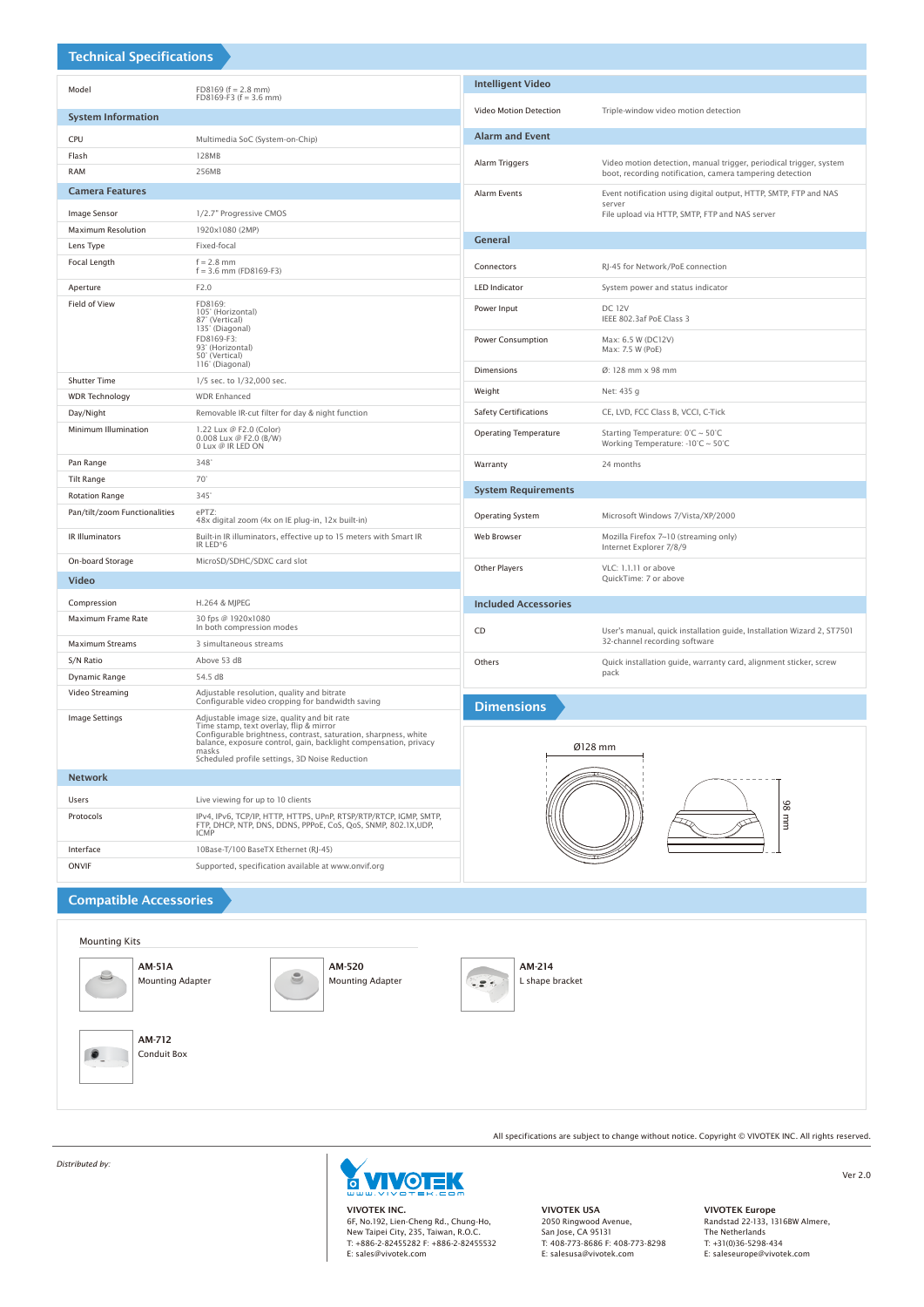## Technical Specifications

| | |
|---|---|
| Model | FD8169 (f = 2.8 mm)<br>FD8169-F3 (f = 3.6 mm) |
| **System Information** | |
| CPU | Multimedia SoC (System-on-Chip) |
| Flash | 128MB |
| RAM | 256MB |
| **Camera Features** | |
| Image Sensor | 1/2.7" Progressive CMOS |
| Maximum Resolution | 1920x1080 (2MP) |
| Lens Type | Fixed-focal |
| Focal Length | f = 2.8 mm<br>f = 3.6 mm (FD8169-F3) |
| Aperture | F2.0 |
| Field of View | FD8169:<br>105° (Horizontal)<br>87° (Vertical)<br>135° (Diagonal)<br>FD8169-F3:<br>93° (Horizontal)<br>50° (Vertical)<br>116° (Diagonal) |
| Shutter Time | 1/5 sec. to 1/32,000 sec. |
| WDR Technology | WDR Enhanced |
| Day/Night | Removable IR-cut filter for day & night function |
| Minimum Illumination | 1.22 Lux @ F2.0 (Color)<br>0.008 Lux @ F2.0 (B/W)<br>0 Lux @ IR LED ON |
| Pan Range | 348° |
| Tilt Range | 70° |
| Rotation Range | 345° |
| Pan/tilt/zoom Functionalities | ePTZ:<br>48x digital zoom (4x on IE plug-in, 12x built-in) |
| IR Illuminators | Built-in IR illuminators, effective up to 15 meters with Smart IR<br>IR LED*6 |
| On-board Storage | MicroSD/SDHC/SDXC card slot |
| **Video** | |
| Compression | H.264 & MJPEG |
| Maximum Frame Rate | 30 fps @ 1920x1080<br>In both compression modes |
| Maximum Streams | 3 simultaneous streams |
| S/N Ratio | Above 53 dB |
| Dynamic Range | 54.5 dB |
| Video Streaming | Adjustable resolution, quality and bitrate<br>Configurable video cropping for bandwidth saving |
| Image Settings | Adjustable image size, quality and bit rate<br>Time stamp, text overlay, flip & mirror<br>Configurable brightness, contrast, saturation, sharpness, white balance, exposure control, gain, backlight compensation, privacy masks<br>Scheduled profile settings, 3D Noise Reduction |
| **Network** | |
| Users | Live viewing for up to 10 clients |
| Protocols | IPv4, IPv6, TCP/IP, HTTP, HTTPS, UPnP, RTSP/RTP/RTCP, IGMP, SMTP, FTP, DHCP, NTP, DNS, DDNS, PPPoE, CoS, QoS, SNMP, 802.1X,UDP, ICMP |
| Interface | 10Base-T/100 BaseTX Ethernet (RJ-45) |
| ONVIF | Supported, specification available at www.onvif.org |
| **Intelligent Video** | |
| Video Motion Detection | Triple-window video motion detection |
| **Alarm and Event** | |
| Alarm Triggers | Video motion detection, manual trigger, periodical trigger, system boot, recording notification, camera tampering detection |
| Alarm Events | Event notification using digital output, HTTP, SMTP, FTP and NAS server<br>File upload via HTTP, SMTP, FTP and NAS server |
| **General** | |
| Connectors | RJ-45 for Network/PoE connection |
| LED Indicator | System power and status indicator |
| Power Input | DC 12V<br>IEEE 802.3af PoE Class 3 |
| Power Consumption | Max: 6.5 W (DC12V)<br>Max: 7.5 W (PoE) |
| Dimensions | Ø: 128 mm x 98 mm |
| Weight | Net: 435 g |
| Safety Certifications | CE, LVD, FCC Class B, VCCI, C-Tick |
| Operating Temperature | Starting Temperature: 0°C ~ 50°C<br>Working Temperature: -10°C ~ 50°C |
| Warranty | 24 months |
| **System Requirements** | |
| Operating System | Microsoft Windows 7/Vista/XP/2000 |
| Web Browser | Mozilla Firefox 7~10 (streaming only)<br>Internet Explorer 7/8/9 |
| Other Players | VLC: 1.1.11 or above<br>QuickTime: 7 or above |
| **Included Accessories** | |
| CD | User's manual, quick installation guide, Installation Wizard 2, ST7501 32-channel recording software |
| Others | Quick installation guide, warranty card, alignment sticker, screw pack |

## Dimensions

Ø128 mm

98 mm

## Compatible Accessories

Mounting Kits

**AM-51A**
Mounting Adapter

**AM-520**
Mounting Adapter

**AM-214**
L shape bracket

**AM-712**
Conduit Box

All specifications are subject to change without notice. Copyright © VIVOTEK INC. All rights reserved.

*Distributed by:*

VIVOTEK
www.vivotek.com

Ver 2.0

**VIVOTEK INC.**
6F, No.192, Lien-Cheng Rd., Chung-Ho,
New Taipei City, 235, Taiwan, R.O.C.
T: +886-2-82455282 F: +886-2-82455532
E: sales@vivotek.com

**VIVOTEK USA**
2050 Ringwood Avenue,
San Jose, CA 95131
T: 408-773-8686 F: 408-773-8298
E: salesusa@vivotek.com

**VIVOTEK Europe**
Randstad 22-133, 1316BW Almere,
The Netherlands
T: +31(0)36-5298-434
E: saleseurope@vivotek.com